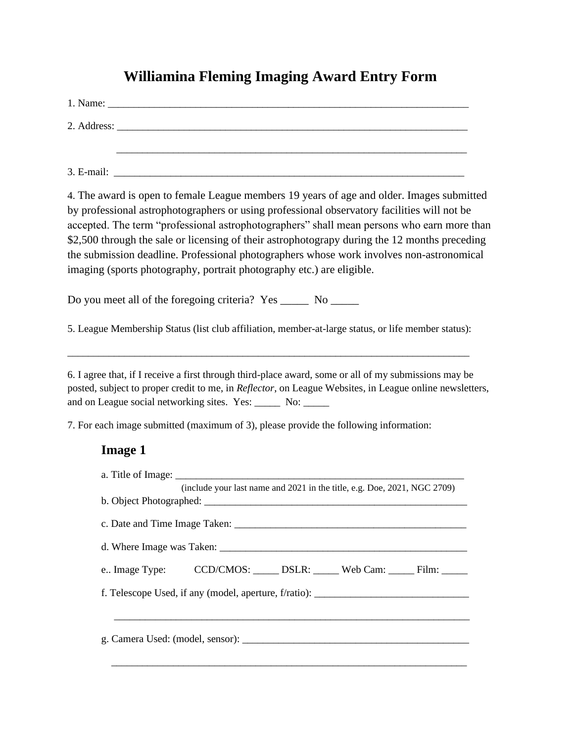# Williamina Fleming Imaging Award Entry Form

1. Name: ___________________________________________________________________

2. Address: _________________________________________________________________

_________________________________________________________________

3. E-mail: _________________________________________________________________

4. The award is open to female League members 19 years of age and older. Images submitted by professional astrophotographers or using professional observatory facilities will not be accepted. The term "professional astrophotographers" shall mean persons who earn more than $2,500 through the sale or licensing of their astrophotograpy during the 12 months preceding the submission deadline. Professional photographers whose work involves non-astronomical imaging (sports photography, portrait photography etc.) are eligible.

Do you meet all of the foregoing criteria? Yes _____ No _____

5. League Membership Status (list club affiliation, member-at-large status, or life member status):

___________________________________________________________________________

6. I agree that, if I receive a first through third-place award, some or all of my submissions may be posted, subject to proper credit to me, in *Reflector*, on League Websites, in League online newsletters, and on League social networking sites. Yes: _____ No: _____

7. For each image submitted (maximum of 3), please provide the following information:

## Image 1

a. Title of Image: _______________________________________________________
(include your last name and 2021 in the title, e.g. Doe, 2021, NGC 2709)

b. Object Photographed: ___________________________________________________

c. Date and Time Image Taken: _____________________________________________

d. Where Image was Taken: _________________________________________________

e.. Image Type: CCD/CMOS: _____ DSLR: _____ Web Cam: _____ Film: _____

f. Telescope Used, if any (model, aperture, f/ratio): ______________________________

_________________________________________________________________

g. Camera Used: (model, sensor): ___________________________________________

_________________________________________________________________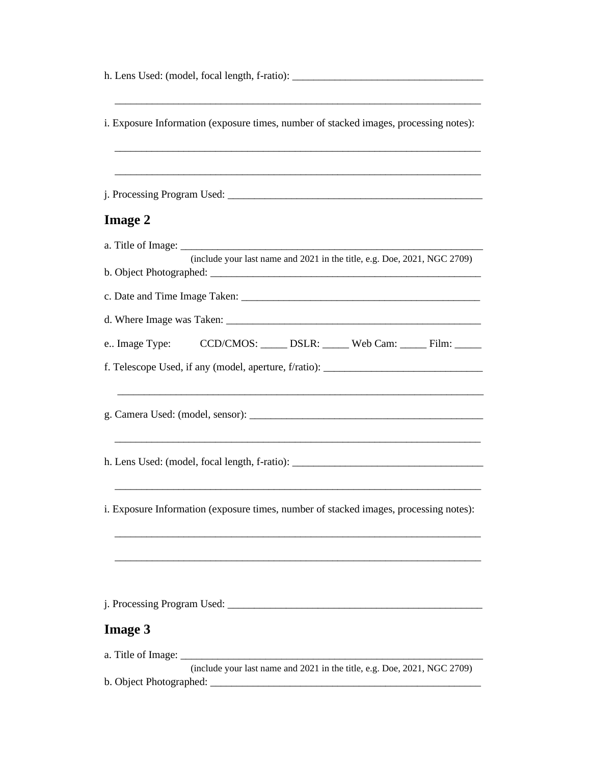h. Lens Used: (model, focal length, f-ratio): ____________________________________

______________________________________________________________________

i. Exposure Information (exposure times, number of stacked images, processing notes):

______________________________________________________________________

______________________________________________________________________

j. Processing Program Used: _________________________________________________

## Image 2

a. Title of Image: ___________________________________________________________

(include your last name and 2021 in the title, e.g. Doe, 2021, NGC 2709)

b. Object Photographed: _____________________________________________________

c. Date and Time Image Taken: _______________________________________________

d. Where Image was Taken: __________________________________________________

e.. Image Type: CCD/CMOS: _____ DSLR: _____ Web Cam: _____ Film: _____

f. Telescope Used, if any (model, aperture, f/ratio): ______________________________

______________________________________________________________________

g. Camera Used: (model, sensor): _____________________________________________

______________________________________________________________________

h. Lens Used: (model, focal length, f-ratio): ____________________________________

______________________________________________________________________

i. Exposure Information (exposure times, number of stacked images, processing notes):

______________________________________________________________________

______________________________________________________________________

j. Processing Program Used: _________________________________________________

## Image 3

a. Title of Image: ___________________________________________________________

(include your last name and 2021 in the title, e.g. Doe, 2021, NGC 2709)

b. Object Photographed: _____________________________________________________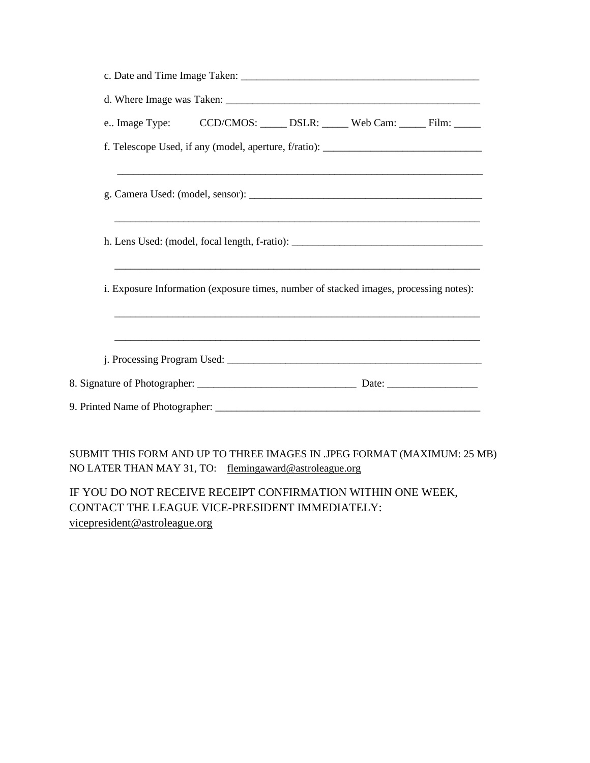c. Date and Time Image Taken: ______________________________________________

d. Where Image was Taken: ________________________________________________

e.. Image Type: CCD/CMOS: _____ DSLR: _____ Web Cam: _____ Film: _____

f. Telescope Used, if any (model, aperture, f/ratio): ______________________________

_______________________________________________________________________

g. Camera Used: (model, sensor): _____________________________________________

_______________________________________________________________________

h. Lens Used: (model, focal length, f-ratio): ____________________________________

_______________________________________________________________________

i. Exposure Information (exposure times, number of stacked images, processing notes):

_______________________________________________________________________

_______________________________________________________________________

j. Processing Program Used: _________________________________________________

8. Signature of Photographer: ______________________________ Date: _________________

9. Printed Name of Photographer: ___________________________________________________

SUBMIT THIS FORM AND UP TO THREE IMAGES IN .JPEG FORMAT (MAXIMUM: 25 MB) NO LATER THAN MAY 31, TO: flemingaward@astroleague.org

IF YOU DO NOT RECEIVE RECEIPT CONFIRMATION WITHIN ONE WEEK, CONTACT THE LEAGUE VICE-PRESIDENT IMMEDIATELY: vicepresident@astroleague.org